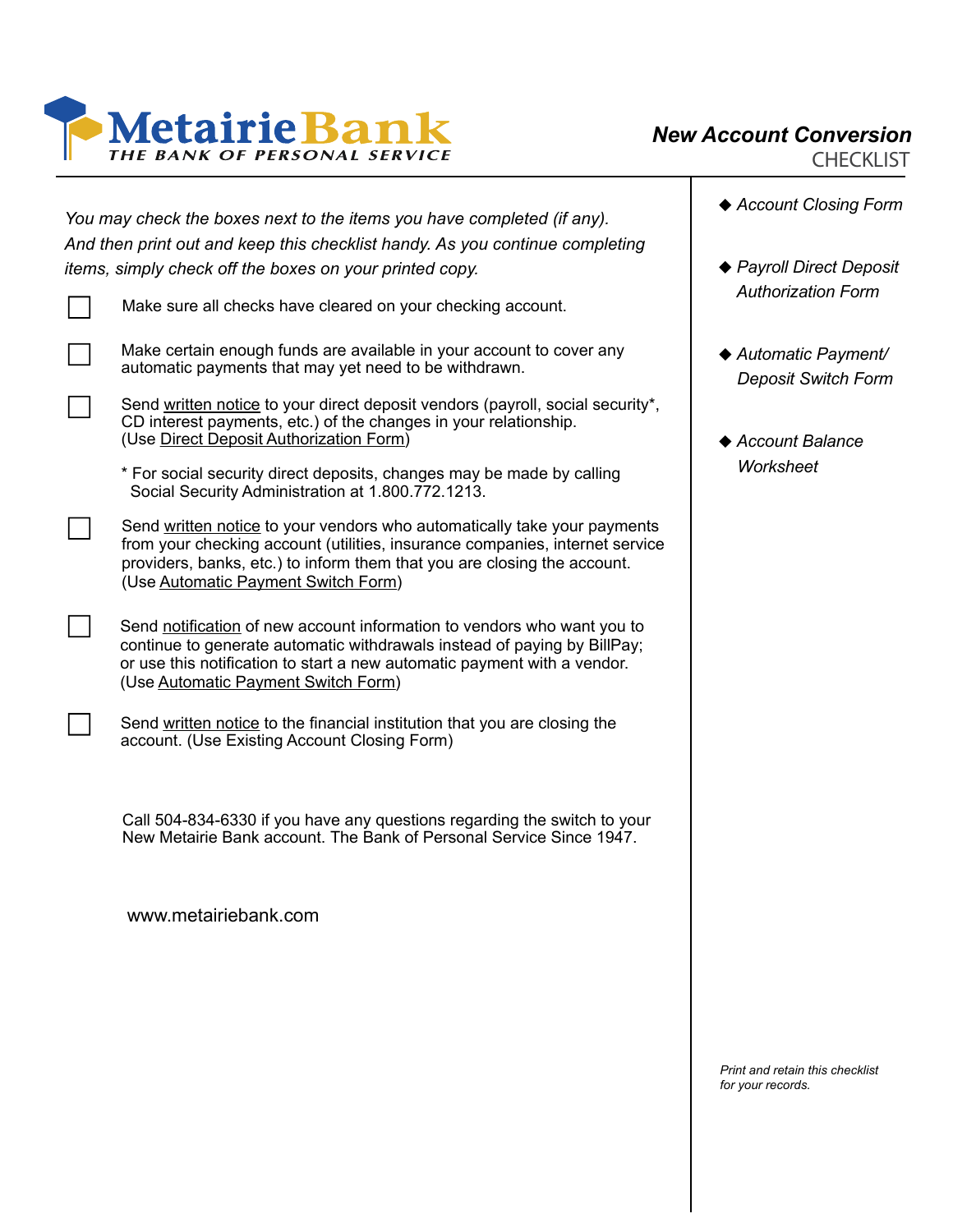# MetairieBank

*THE BANK OF PERSONAL SERVICE*

## *New Account Conversion* CHECKLIST

*You may check the boxes next to the items you have completed (if any). And then print out and keep this checklist handy. As you continue completing items, simply check off the boxes on your printed copy.*

- [ ] Make sure all checks have cleared on your checking account.

- [ ] Make certain enough funds are available in your account to cover any automatic payments that may yet need to be withdrawn.

- [ ] Send written notice to your direct deposit vendors (payroll, social security*, CD interest payments, etc.) of the changes in your relationship. (Use Direct Deposit Authorization Form)

  * For social security direct deposits, changes may be made by calling Social Security Administration at 1.800.772.1213.

- [ ] Send written notice to your vendors who automatically take your payments from your checking account (utilities, insurance companies, internet service providers, banks, etc.) to inform them that you are closing the account. (Use Automatic Payment Switch Form)

- [ ] Send notification of new account information to vendors who want you to continue to generate automatic withdrawals instead of paying by BillPay; or use this notification to start a new automatic payment with a vendor. (Use Automatic Payment Switch Form)

- [ ] Send written notice to the financial institution that you are closing the account. (Use Existing Account Closing Form)

Call 504-834-6330 if you have any questions regarding the switch to your New Metairie Bank account. The Bank of Personal Service Since 1947.

www.metairiebank.com

- ◆ *Account Closing Form*
- ◆ *Payroll Direct Deposit Authorization Form*
- ◆ *Automatic Payment/ Deposit Switch Form*
- ◆ *Account Balance Worksheet*

*Print and retain this checklist for your records.*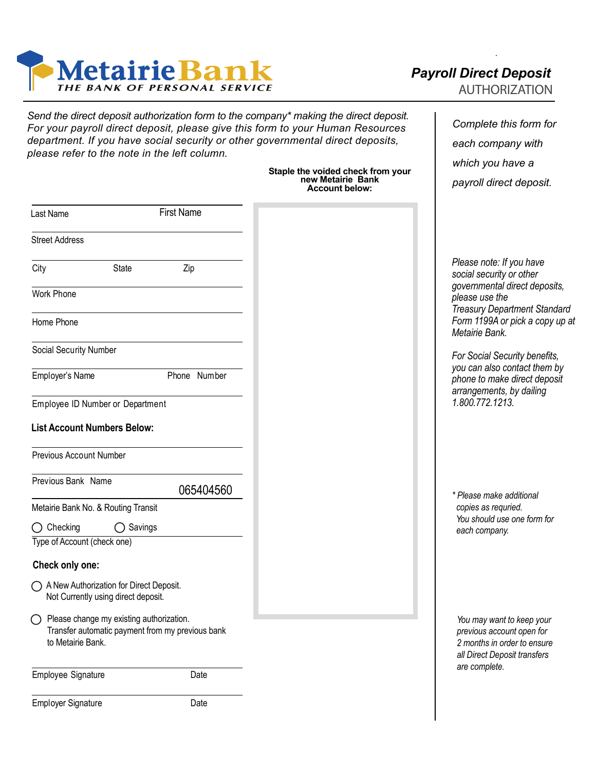# MetairieBank

THE BANK OF PERSONAL SERVICE

## *Payroll Direct Deposit*

AUTHORIZATION

*Send the direct deposit authorization form to the company* making the direct deposit. For your payroll direct deposit, please give this form to your Human Resources department. If you have social security or other governmental direct deposits, please refer to the note in the left column.*

**Staple the voided check from your new Metairie Bank Account below:**

Last Name First Name

Street Address

City State Zip

Work Phone

Home Phone

Social Security Number

Employer's Name Phone Number

Employee ID Number or Department

**List Account Numbers Below:**

Previous Account Number

Previous Bank Name

065404560

Metairie Bank No. & Routing Transit

◯ Checking ◯ Savings

Type of Account (check one)

**Check only one:**

◯ A New Authorization for Direct Deposit. Not Currently using direct deposit.

◯ Please change my existing authorization. Transfer automatic payment from my previous bank to Metairie Bank.

Employee Signature Date

Employer Signature Date

*Complete this form for each company with which you have a payroll direct deposit.*

*Please note: If you have social security or other governmental direct deposits, please use the Treasury Department Standard Form 1199A or pick a copy up at Metairie Bank.*

*For Social Security benefits, you can also contact them by phone to make direct deposit arrangements, by dailing 1.800.772.1213.*

** Please make additional copies as requried. You should use one form for each company.*

*You may want to keep your previous account open for 2 months in order to ensure all Direct Deposit transfers are complete.*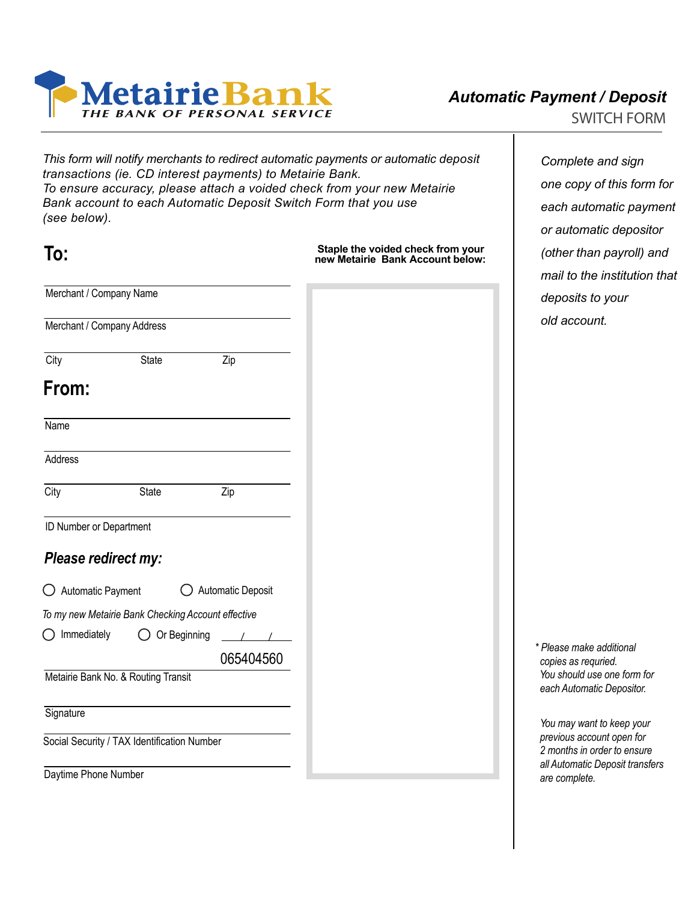# MetairieBank

THE BANK OF PERSONAL SERVICE

## *Automatic Payment / Deposit*

SWITCH FORM

*This form will notify merchants to redirect automatic payments or automatic deposit transactions (ie. CD interest payments) to Metairie Bank.*
*To ensure accuracy, please attach a voided check from your new Metairie Bank account to each Automatic Deposit Switch Form that you use (see below).*

## To:

Merchant / Company Name

Merchant / Company Address

City State Zip

## From:

Name

Address

City State Zip

ID Number or Department

### *Please redirect my:*

○ Automatic Payment ○ Automatic Deposit

*To my new Metairie Bank Checking Account effective*

○ Immediately ○ Or Beginning \_\_\_/\_\_\_/\_\_\_

065404560

Metairie Bank No. & Routing Transit

Signature

Social Security / TAX Identification Number

Daytime Phone Number

**Staple the voided check from your new Metairie Bank Account below:**

*Complete and sign one copy of this form for each automatic payment or automatic depositor (other than payroll) and mail to the institution that deposits to your old account.*

*\* Please make additional copies as requried. You should use one form for each Automatic Depositor.*

*You may want to keep your previous account open for 2 months in order to ensure all Automatic Deposit transfers are complete.*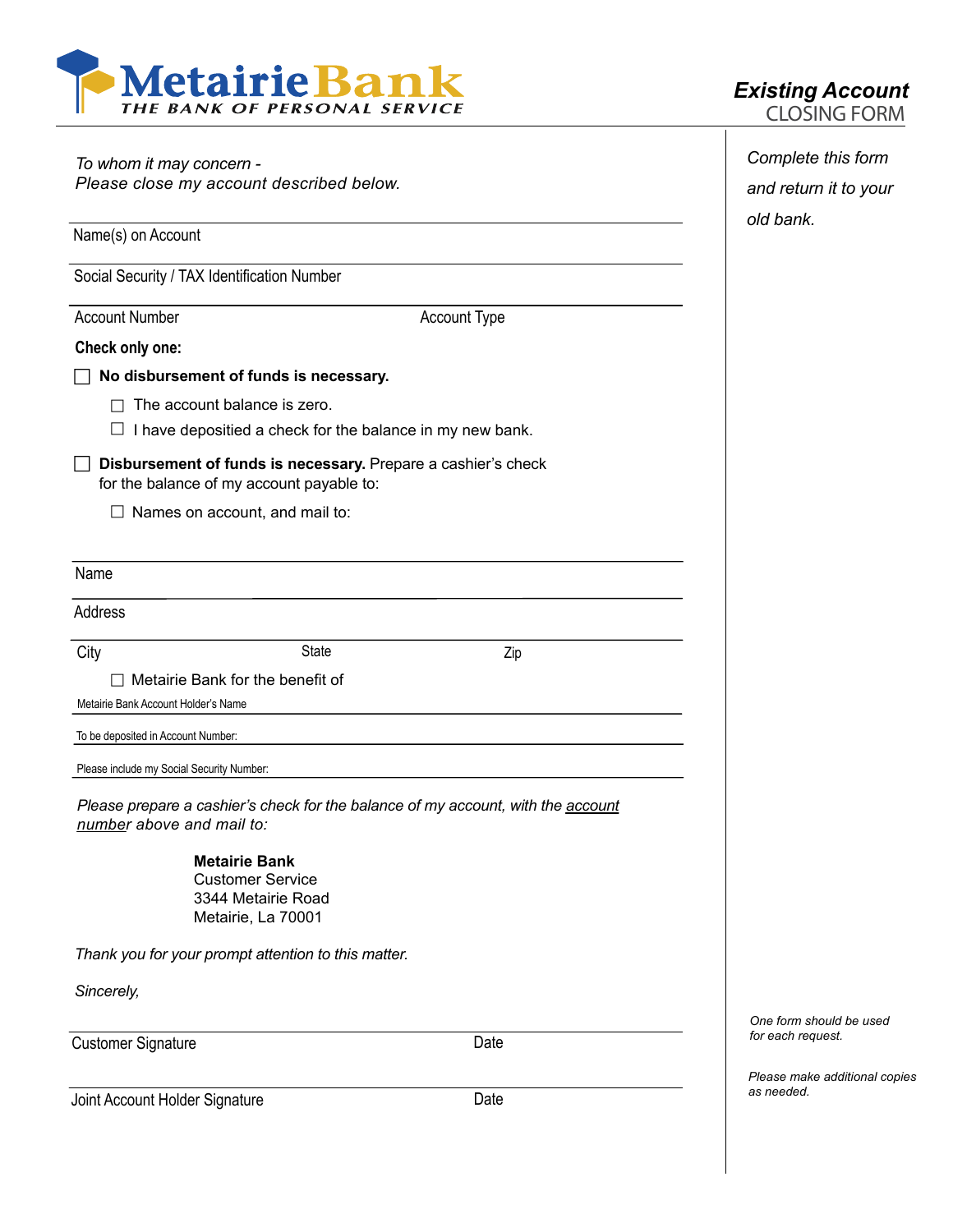# MetairieBank

THE BANK OF PERSONAL SERVICE

## *Existing Account* CLOSING FORM

*Complete this form and return it to your old bank.*

*To whom it may concern -*
*Please close my account described below.*

Name(s) on Account

Social Security / TAX Identification Number

Account Number　　　　　　　　　　Account Type

**Check only one:**

☐ **No disbursement of funds is necessary.**

- ☐ The account balance is zero.
- ☐ I have depositied a check for the balance in my new bank.

☐ **Disbursement of funds is necessary.** Prepare a cashier's check for the balance of my account payable to:

- ☐ Names on account, and mail to:

Name

Address

City　　　　　　　　State　　　　　　　　Zip

- ☐ Metairie Bank for the benefit of

Metairie Bank Account Holder's Name

To be deposited in Account Number:

Please include my Social Security Number:

*Please prepare a cashier's check for the balance of my account, with the account number above and mail to:*

**Metairie Bank**
Customer Service
3344 Metairie Road
Metairie, La 70001

*Thank you for your prompt attention to this matter.*

*Sincerely,*

Customer Signature　　　　　　　　Date

Joint Account Holder Signature　　　　　　　　Date

*One form should be used for each request.*

*Please make additional copies as needed.*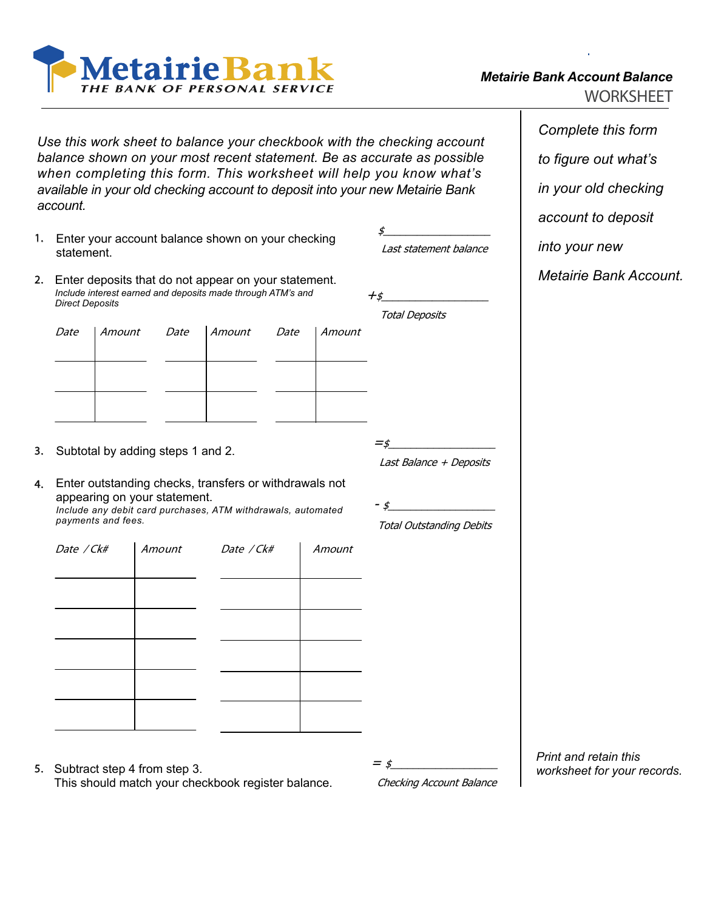# MetairieBank

THE BANK OF PERSONAL SERVICE

## *Metairie Bank Account Balance* WORKSHEET

*Use this work sheet to balance your checkbook with the checking account balance shown on your most recent statement. Be as accurate as possible when completing this form. This worksheet will help you know what's available in your old checking account to deposit into your new Metairie Bank account.*

1. Enter your account balance shown on your checking statement.

   $________________
   *Last statement balance*

2. Enter deposits that do not appear on your statement.
   *Include interest earned and deposits made through ATM's and Direct Deposits*

   +$________________
   *Total Deposits*

| Date | Amount | Date | Amount | Date | Amount |
|---|---|---|---|---|---|
| | | | | | |
| | | | | | |
| | | | | | |

3. Subtotal by adding steps 1 and 2.

   =$________________
   *Last Balance + Deposits*

4. Enter outstanding checks, transfers or withdrawals not appearing on your statement.
   *Include any debit card purchases, ATM withdrawals, automated payments and fees.*

   - $________________
   *Total Outstanding Debits*

| Date / Ck# | Amount | Date / Ck# | Amount |
|---|---|---|---|
| | | | |
| | | | |
| | | | |
| | | | |
| | | | |
| | | | |

5. Subtract step 4 from step 3.
   This should match your checkbook register balance.

   = $________________
   *Checking Account Balance*

*Complete this form to figure out what's in your old checking account to deposit into your new Metairie Bank Account.*

*Print and retain this worksheet for your records.*